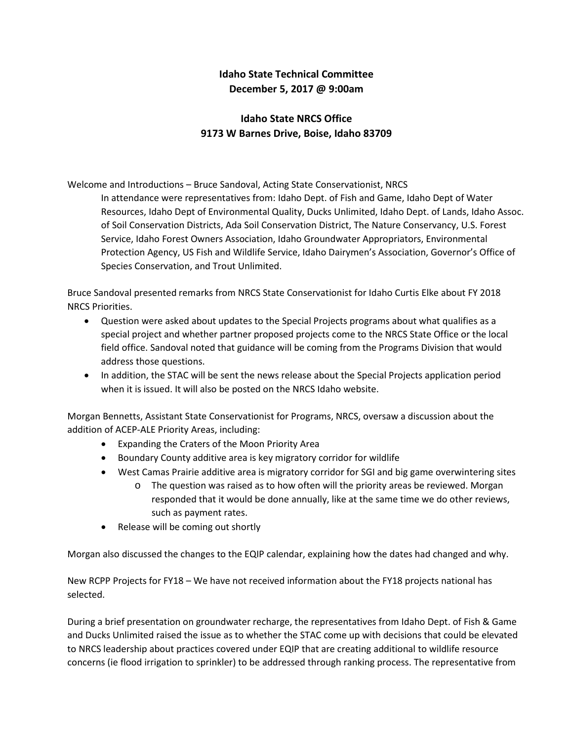**Idaho State Technical Committee**
**December 5, 2017 @ 9:00am**

**Idaho State NRCS Office**
**9173 W Barnes Drive, Boise, Idaho 83709**

Welcome and Introductions – Bruce Sandoval, Acting State Conservationist, NRCS

In attendance were representatives from: Idaho Dept. of Fish and Game, Idaho Dept of Water Resources, Idaho Dept of Environmental Quality, Ducks Unlimited, Idaho Dept. of Lands, Idaho Assoc. of Soil Conservation Districts, Ada Soil Conservation District, The Nature Conservancy, U.S. Forest Service, Idaho Forest Owners Association, Idaho Groundwater Appropriators, Environmental Protection Agency, US Fish and Wildlife Service, Idaho Dairymen's Association, Governor's Office of Species Conservation, and Trout Unlimited.

Bruce Sandoval presented remarks from NRCS State Conservationist for Idaho Curtis Elke about FY 2018 NRCS Priorities.

- Question were asked about updates to the Special Projects programs about what qualifies as a special project and whether partner proposed projects come to the NRCS State Office or the local field office. Sandoval noted that guidance will be coming from the Programs Division that would address those questions.
- In addition, the STAC will be sent the news release about the Special Projects application period when it is issued. It will also be posted on the NRCS Idaho website.

Morgan Bennetts, Assistant State Conservationist for Programs, NRCS, oversaw a discussion about the addition of ACEP-ALE Priority Areas, including:

- Expanding the Craters of the Moon Priority Area
- Boundary County additive area is key migratory corridor for wildlife
- West Camas Prairie additive area is migratory corridor for SGI and big game overwintering sites
  - The question was raised as to how often will the priority areas be reviewed. Morgan responded that it would be done annually, like at the same time we do other reviews, such as payment rates.
- Release will be coming out shortly

Morgan also discussed the changes to the EQIP calendar, explaining how the dates had changed and why.

New RCPP Projects for FY18 – We have not received information about the FY18 projects national has selected.

During a brief presentation on groundwater recharge, the representatives from Idaho Dept. of Fish & Game and Ducks Unlimited raised the issue as to whether the STAC come up with decisions that could be elevated to NRCS leadership about practices covered under EQIP that are creating additional to wildlife resource concerns (ie flood irrigation to sprinkler) to be addressed through ranking process. The representative from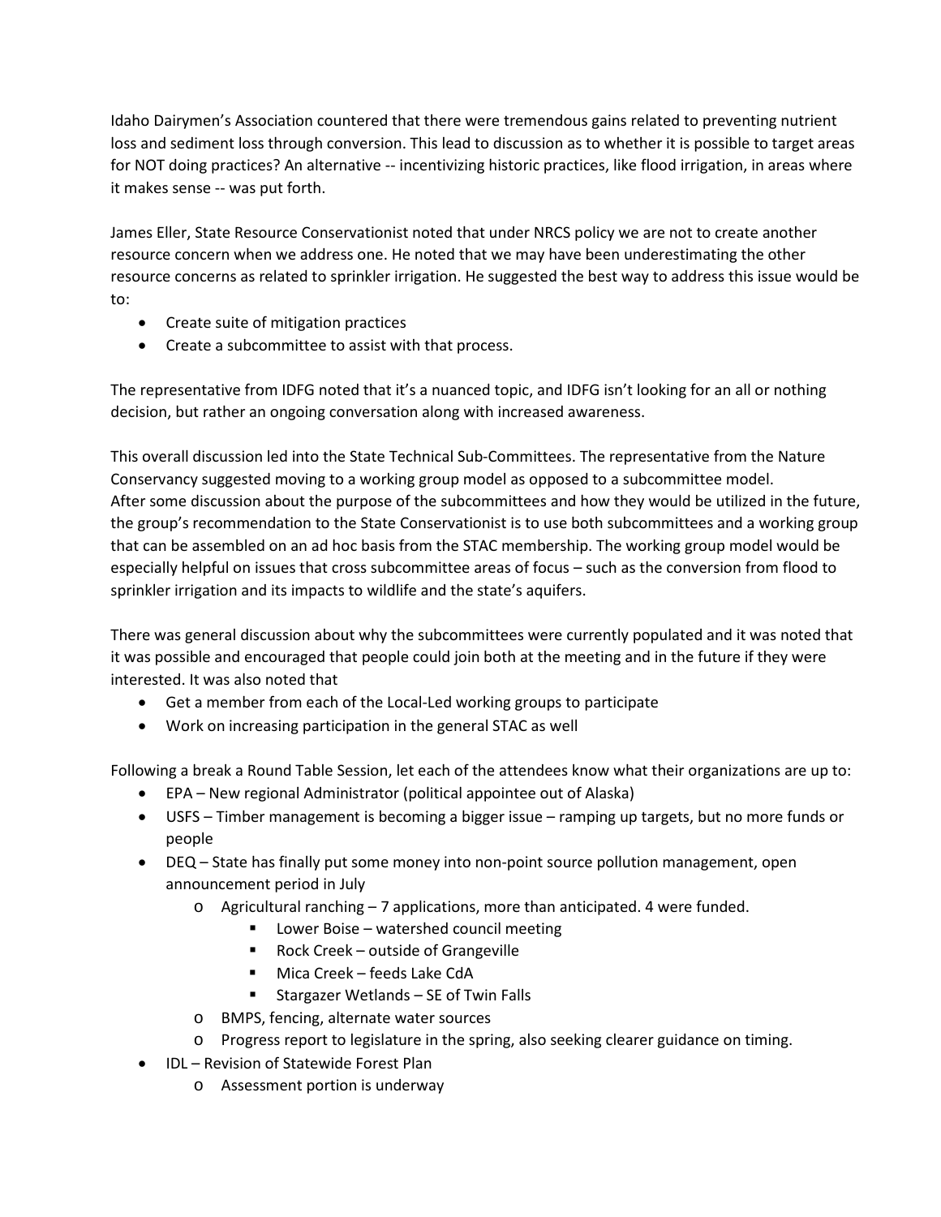Idaho Dairymen's Association countered that there were tremendous gains related to preventing nutrient loss and sediment loss through conversion. This lead to discussion as to whether it is possible to target areas for NOT doing practices? An alternative -- incentivizing historic practices, like flood irrigation, in areas where it makes sense -- was put forth.

James Eller, State Resource Conservationist noted that under NRCS policy we are not to create another resource concern when we address one. He noted that we may have been underestimating the other resource concerns as related to sprinkler irrigation. He suggested the best way to address this issue would be to:

- Create suite of mitigation practices
- Create a subcommittee to assist with that process.

The representative from IDFG noted that it's a nuanced topic, and IDFG isn't looking for an all or nothing decision, but rather an ongoing conversation along with increased awareness.

This overall discussion led into the State Technical Sub-Committees. The representative from the Nature Conservancy suggested moving to a working group model as opposed to a subcommittee model.
After some discussion about the purpose of the subcommittees and how they would be utilized in the future, the group's recommendation to the State Conservationist is to use both subcommittees and a working group that can be assembled on an ad hoc basis from the STAC membership. The working group model would be especially helpful on issues that cross subcommittee areas of focus – such as the conversion from flood to sprinkler irrigation and its impacts to wildlife and the state's aquifers.

There was general discussion about why the subcommittees were currently populated and it was noted that it was possible and encouraged that people could join both at the meeting and in the future if they were interested. It was also noted that

- Get a member from each of the Local-Led working groups to participate
- Work on increasing participation in the general STAC as well

Following a break a Round Table Session, let each of the attendees know what their organizations are up to:

- EPA – New regional Administrator (political appointee out of Alaska)
- USFS – Timber management is becoming a bigger issue – ramping up targets, but no more funds or people
- DEQ – State has finally put some money into non-point source pollution management, open announcement period in July
  - Agricultural ranching – 7 applications, more than anticipated. 4 were funded.
    - Lower Boise – watershed council meeting
    - Rock Creek – outside of Grangeville
    - Mica Creek – feeds Lake CdA
    - Stargazer Wetlands – SE of Twin Falls
  - BMPS, fencing, alternate water sources
  - Progress report to legislature in the spring, also seeking clearer guidance on timing.
- IDL – Revision of Statewide Forest Plan
  - Assessment portion is underway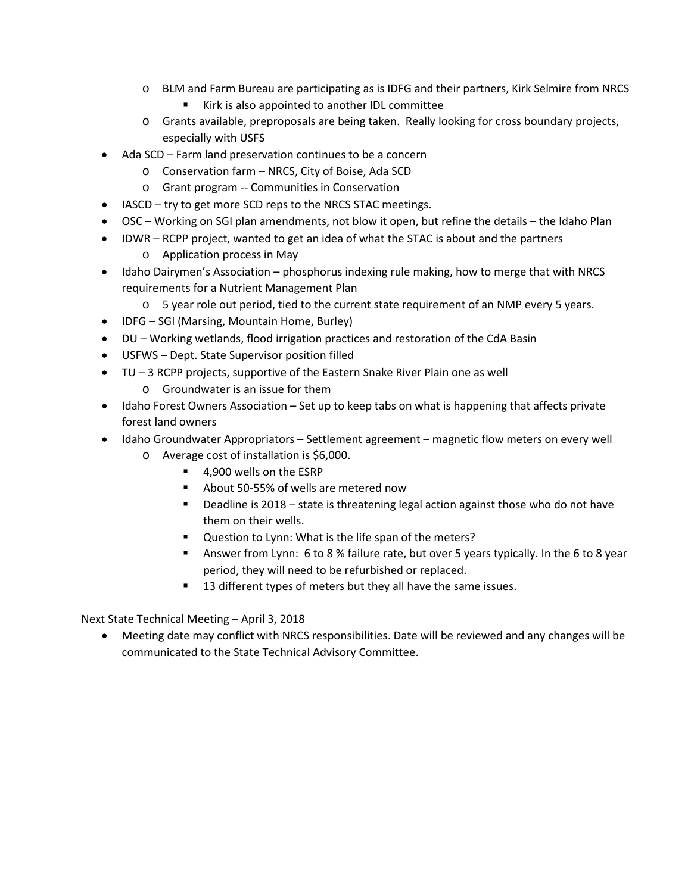- BLM and Farm Bureau are participating as is IDFG and their partners, Kirk Selmire from NRCS
    - Kirk is also appointed to another IDL committee
  - Grants available, preproposals are being taken. Really looking for cross boundary projects, especially with USFS
- Ada SCD – Farm land preservation continues to be a concern
  - Conservation farm – NRCS, City of Boise, Ada SCD
  - Grant program -- Communities in Conservation
- IASCD – try to get more SCD reps to the NRCS STAC meetings.
- OSC – Working on SGI plan amendments, not blow it open, but refine the details – the Idaho Plan
- IDWR – RCPP project, wanted to get an idea of what the STAC is about and the partners
  - Application process in May
- Idaho Dairymen's Association – phosphorus indexing rule making, how to merge that with NRCS requirements for a Nutrient Management Plan
  - 5 year role out period, tied to the current state requirement of an NMP every 5 years.
- IDFG – SGI (Marsing, Mountain Home, Burley)
- DU – Working wetlands, flood irrigation practices and restoration of the CdA Basin
- USFWS – Dept. State Supervisor position filled
- TU – 3 RCPP projects, supportive of the Eastern Snake River Plain one as well
  - Groundwater is an issue for them
- Idaho Forest Owners Association – Set up to keep tabs on what is happening that affects private forest land owners
- Idaho Groundwater Appropriators – Settlement agreement – magnetic flow meters on every well
  - Average cost of installation is $6,000.
    - 4,900 wells on the ESRP
    - About 50-55% of wells are metered now
    - Deadline is 2018 – state is threatening legal action against those who do not have them on their wells.
    - Question to Lynn: What is the life span of the meters?
    - Answer from Lynn: 6 to 8 % failure rate, but over 5 years typically. In the 6 to 8 year period, they will need to be refurbished or replaced.
    - 13 different types of meters but they all have the same issues.

Next State Technical Meeting – April 3, 2018

- Meeting date may conflict with NRCS responsibilities. Date will be reviewed and any changes will be communicated to the State Technical Advisory Committee.